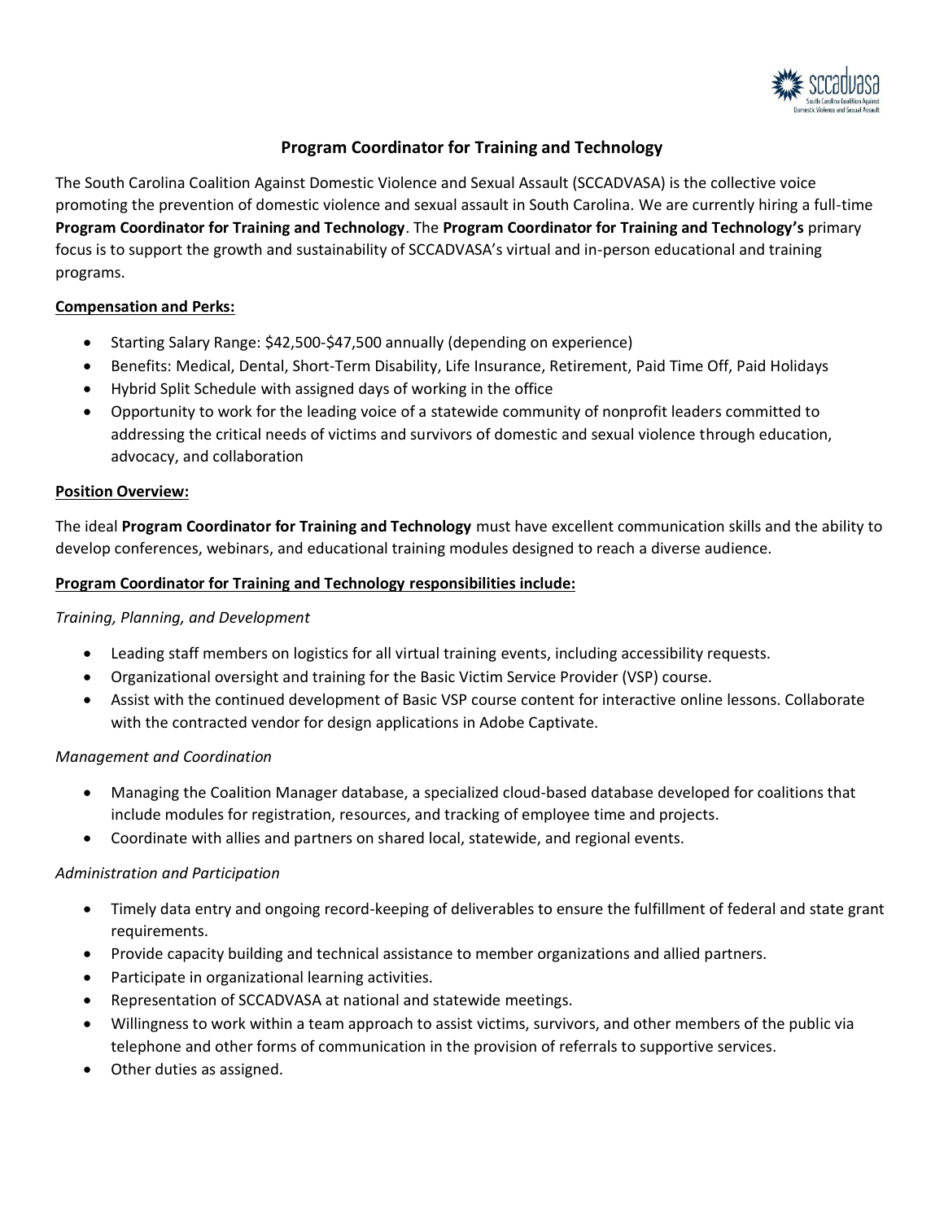# Program Coordinator for Training and Technology

The South Carolina Coalition Against Domestic Violence and Sexual Assault (SCCADVASA) is the collective voice promoting the prevention of domestic violence and sexual assault in South Carolina. We are currently hiring a full-time **Program Coordinator for Training and Technology**. The **Program Coordinator for Training and Technology's** primary focus is to support the growth and sustainability of SCCADVASA's virtual and in-person educational and training programs.

## Compensation and Perks:

- Starting Salary Range: $42,500-$47,500 annually (depending on experience)
- Benefits: Medical, Dental, Short-Term Disability, Life Insurance, Retirement, Paid Time Off, Paid Holidays
- Hybrid Split Schedule with assigned days of working in the office
- Opportunity to work for the leading voice of a statewide community of nonprofit leaders committed to addressing the critical needs of victims and survivors of domestic and sexual violence through education, advocacy, and collaboration

## Position Overview:

The ideal **Program Coordinator for Training and Technology** must have excellent communication skills and the ability to develop conferences, webinars, and educational training modules designed to reach a diverse audience.

## Program Coordinator for Training and Technology responsibilities include:

*Training, Planning, and Development*

- Leading staff members on logistics for all virtual training events, including accessibility requests.
- Organizational oversight and training for the Basic Victim Service Provider (VSP) course.
- Assist with the continued development of Basic VSP course content for interactive online lessons. Collaborate with the contracted vendor for design applications in Adobe Captivate.

*Management and Coordination*

- Managing the Coalition Manager database, a specialized cloud-based database developed for coalitions that include modules for registration, resources, and tracking of employee time and projects.
- Coordinate with allies and partners on shared local, statewide, and regional events.

*Administration and Participation*

- Timely data entry and ongoing record-keeping of deliverables to ensure the fulfillment of federal and state grant requirements.
- Provide capacity building and technical assistance to member organizations and allied partners.
- Participate in organizational learning activities.
- Representation of SCCADVASA at national and statewide meetings.
- Willingness to work within a team approach to assist victims, survivors, and other members of the public via telephone and other forms of communication in the provision of referrals to supportive services.
- Other duties as assigned.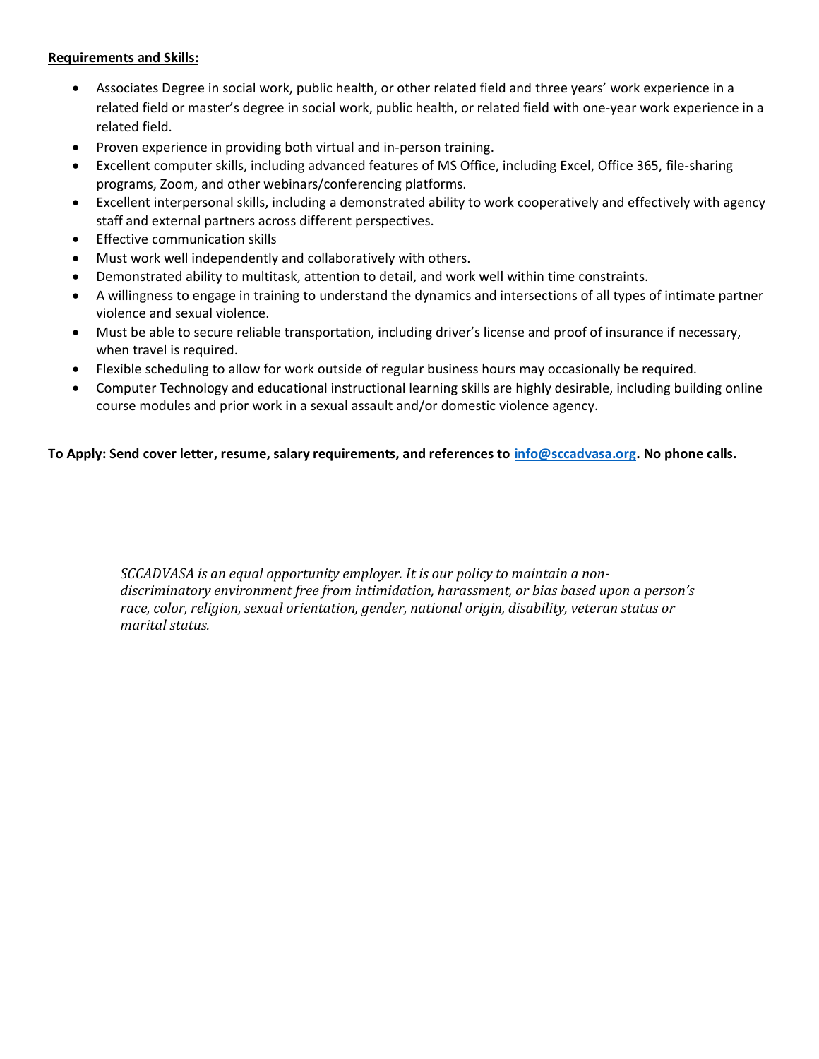**Requirements and Skills:**

- Associates Degree in social work, public health, or other related field and three years' work experience in a related field or master's degree in social work, public health, or related field with one-year work experience in a related field.
- Proven experience in providing both virtual and in-person training.
- Excellent computer skills, including advanced features of MS Office, including Excel, Office 365, file-sharing programs, Zoom, and other webinars/conferencing platforms.
- Excellent interpersonal skills, including a demonstrated ability to work cooperatively and effectively with agency staff and external partners across different perspectives.
- Effective communication skills
- Must work well independently and collaboratively with others.
- Demonstrated ability to multitask, attention to detail, and work well within time constraints.
- A willingness to engage in training to understand the dynamics and intersections of all types of intimate partner violence and sexual violence.
- Must be able to secure reliable transportation, including driver's license and proof of insurance if necessary, when travel is required.
- Flexible scheduling to allow for work outside of regular business hours may occasionally be required.
- Computer Technology and educational instructional learning skills are highly desirable, including building online course modules and prior work in a sexual assault and/or domestic violence agency.

**To Apply: Send cover letter, resume, salary requirements, and references to info@sccadvasa.org. No phone calls.**

*SCCADVASA is an equal opportunity employer. It is our policy to maintain a non-discriminatory environment free from intimidation, harassment, or bias based upon a person's race, color, religion, sexual orientation, gender, national origin, disability, veteran status or marital status.*